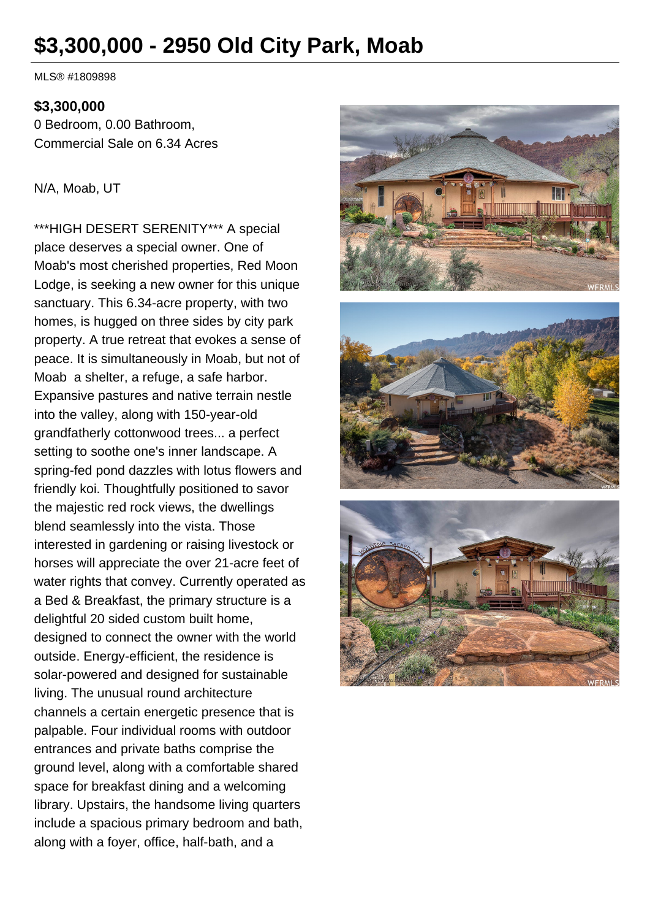# $3,300,000 - 2950 Old City Park, Moab

MLS® #1809898

**$3,300,000**
0 Bedroom, 0.00 Bathroom,
Commercial Sale on 6.34 Acres

N/A, Moab, UT

***HIGH DESERT SERENITY*** A special place deserves a special owner. One of Moab's most cherished properties, Red Moon Lodge, is seeking a new owner for this unique sanctuary. This 6.34-acre property, with two homes, is hugged on three sides by city park property. A true retreat that evokes a sense of peace. It is simultaneously in Moab, but not of Moab a shelter, a refuge, a safe harbor. Expansive pastures and native terrain nestle into the valley, along with 150-year-old grandfatherly cottonwood trees... a perfect setting to soothe one's inner landscape. A spring-fed pond dazzles with lotus flowers and friendly koi. Thoughtfully positioned to savor the majestic red rock views, the dwellings blend seamlessly into the vista. Those interested in gardening or raising livestock or horses will appreciate the over 21-acre feet of water rights that convey. Currently operated as a Bed & Breakfast, the primary structure is a delightful 20 sided custom built home, designed to connect the owner with the world outside. Energy-efficient, the residence is solar-powered and designed for sustainable living. The unusual round architecture channels a certain energetic presence that is palpable. Four individual rooms with outdoor entrances and private baths comprise the ground level, along with a comfortable shared space for breakfast dining and a welcoming library. Upstairs, the handsome living quarters include a spacious primary bedroom and bath, along with a foyer, office, half-bath, and a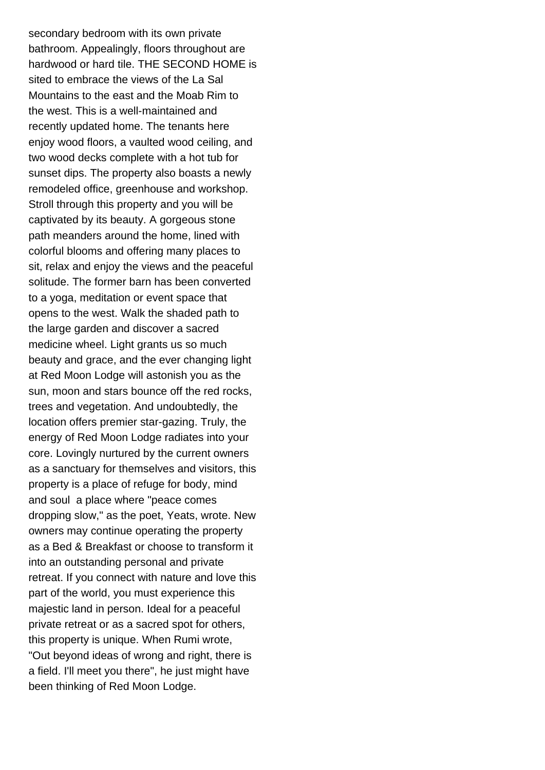secondary bedroom with its own private bathroom. Appealingly, floors throughout are hardwood or hard tile. THE SECOND HOME is sited to embrace the views of the La Sal Mountains to the east and the Moab Rim to the west. This is a well-maintained and recently updated home. The tenants here enjoy wood floors, a vaulted wood ceiling, and two wood decks complete with a hot tub for sunset dips. The property also boasts a newly remodeled office, greenhouse and workshop. Stroll through this property and you will be captivated by its beauty. A gorgeous stone path meanders around the home, lined with colorful blooms and offering many places to sit, relax and enjoy the views and the peaceful solitude. The former barn has been converted to a yoga, meditation or event space that opens to the west. Walk the shaded path to the large garden and discover a sacred medicine wheel. Light grants us so much beauty and grace, and the ever changing light at Red Moon Lodge will astonish you as the sun, moon and stars bounce off the red rocks, trees and vegetation. And undoubtedly, the location offers premier star-gazing. Truly, the energy of Red Moon Lodge radiates into your core. Lovingly nurtured by the current owners as a sanctuary for themselves and visitors, this property is a place of refuge for body, mind and soul  a place where "peace comes dropping slow," as the poet, Yeats, wrote. New owners may continue operating the property as a Bed & Breakfast or choose to transform it into an outstanding personal and private retreat. If you connect with nature and love this part of the world, you must experience this majestic land in person. Ideal for a peaceful private retreat or as a sacred spot for others, this property is unique. When Rumi wrote, "Out beyond ideas of wrong and right, there is a field. I'll meet you there", he just might have been thinking of Red Moon Lodge.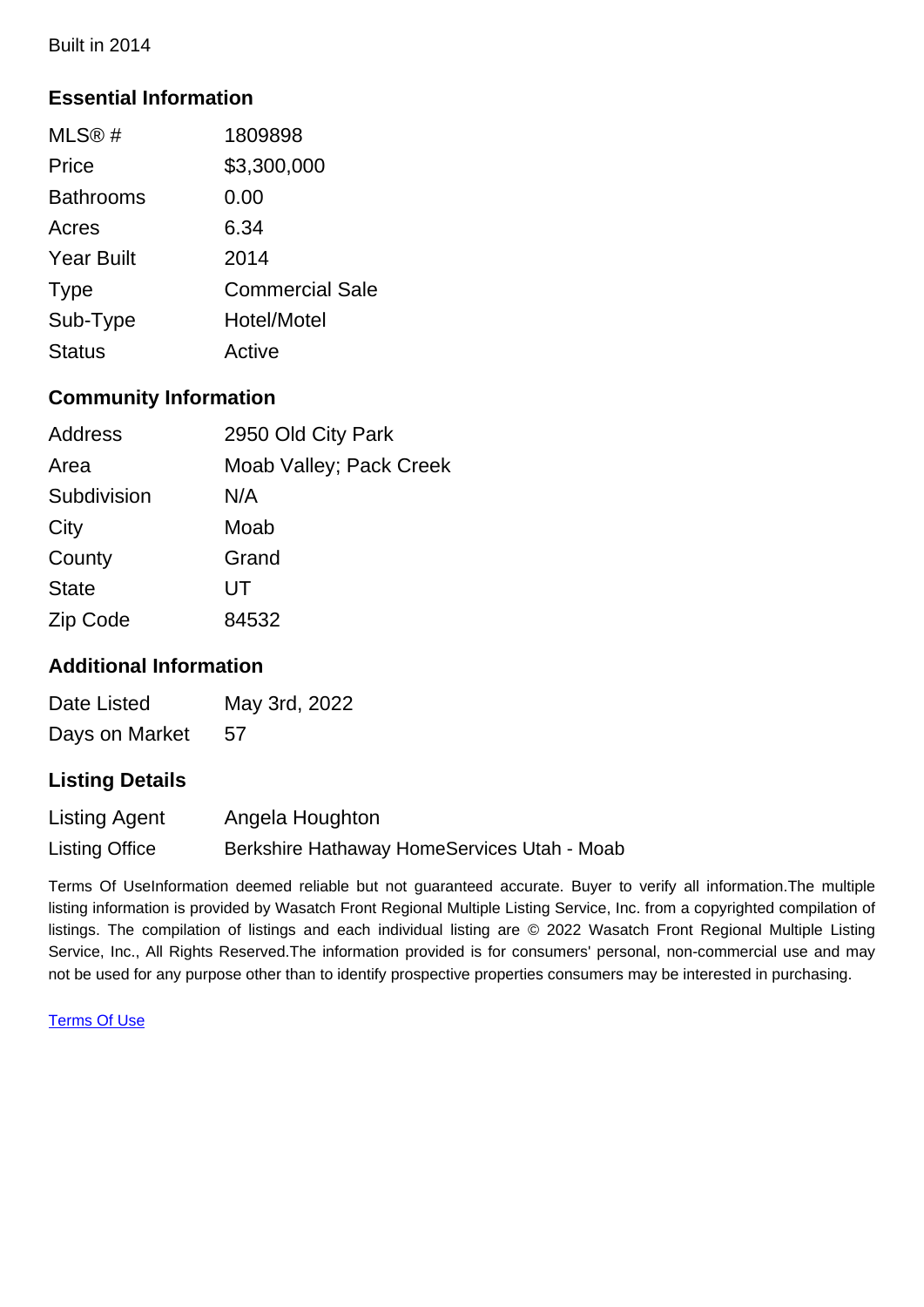Built in 2014

## Essential Information

| | |
|---|---|
| MLS® # | 1809898 |
| Price | $3,300,000 |
| Bathrooms | 0.00 |
| Acres | 6.34 |
| Year Built | 2014 |
| Type | Commercial Sale |
| Sub-Type | Hotel/Motel |
| Status | Active |

## Community Information

| | |
|---|---|
| Address | 2950 Old City Park |
| Area | Moab Valley; Pack Creek |
| Subdivision | N/A |
| City | Moab |
| County | Grand |
| State | UT |
| Zip Code | 84532 |

## Additional Information

| | |
|---|---|
| Date Listed | May 3rd, 2022 |
| Days on Market | 57 |

## Listing Details

| | |
|---|---|
| Listing Agent | Angela Houghton |
| Listing Office | Berkshire Hathaway HomeServices Utah - Moab |

Terms Of UseInformation deemed reliable but not guaranteed accurate. Buyer to verify all information.The multiple listing information is provided by Wasatch Front Regional Multiple Listing Service, Inc. from a copyrighted compilation of listings. The compilation of listings and each individual listing are © 2022 Wasatch Front Regional Multiple Listing Service, Inc., All Rights Reserved.The information provided is for consumers' personal, non-commercial use and may not be used for any purpose other than to identify prospective properties consumers may be interested in purchasing.

Terms Of Use